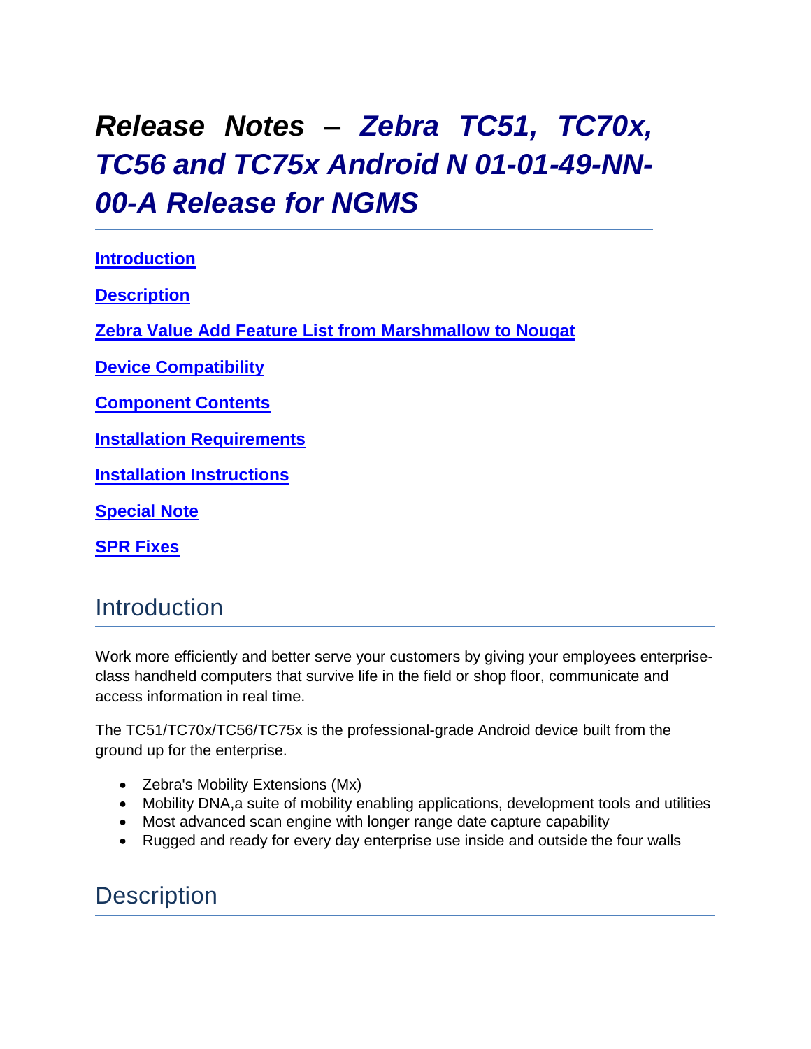# *Release Notes – Zebra TC51, TC70x, TC56 and TC75x Android N 01-01-49-NN-00-A Release for NGMS*

**Introduction**

**Description**

**Zebra Value Add Feature List from Marshmallow to Nougat**

**Device Compatibility**

**Component Contents**

**Installation Requirements**

**Installation Instructions**

**Special Note**

**SPR Fixes**

## Introduction

Work more efficiently and better serve your customers by giving your employees enterprise-class handheld computers that survive life in the field or shop floor, communicate and access information in real time.

The TC51/TC70x/TC56/TC75x is the professional-grade Android device built from the ground up for the enterprise.

- Zebra's Mobility Extensions (Mx)
- Mobility DNA,a suite of mobility enabling applications, development tools and utilities
- Most advanced scan engine with longer range date capture capability
- Rugged and ready for every day enterprise use inside and outside the four walls

## Description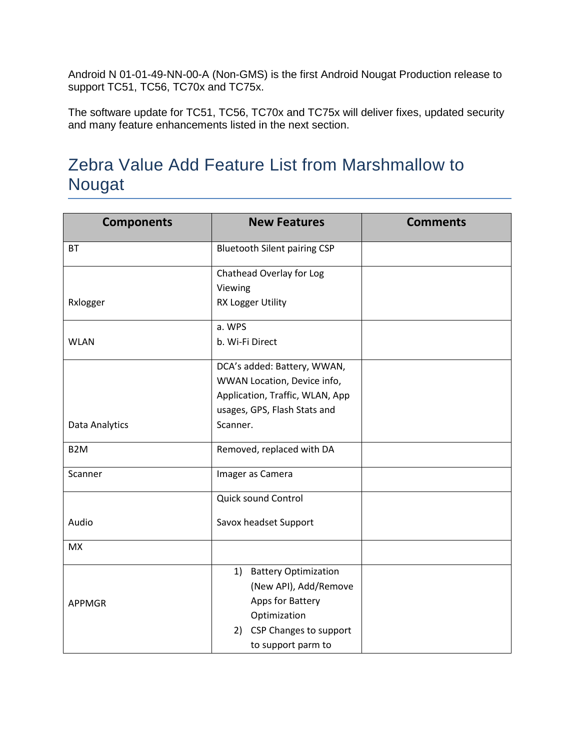Android N 01-01-49-NN-00-A (Non-GMS) is the first Android Nougat Production release to support TC51, TC56, TC70x and TC75x.

The software update for TC51, TC56, TC70x and TC75x will deliver fixes, updated security and many feature enhancements listed in the next section.

## Zebra Value Add Feature List from Marshmallow to Nougat

| Components | New Features | Comments |
|---|---|---|
| BT | Bluetooth Silent pairing CSP | |
| Rxlogger | Chathead Overlay for Log Viewing<br>RX Logger Utility | |
| WLAN | a. WPS<br>b. Wi-Fi Direct | |
| Data Analytics | DCA's added: Battery, WWAN, WWAN Location, Device info, Application, Traffic, WLAN, App usages, GPS, Flash Stats and Scanner. | |
| B2M | Removed, replaced with DA | |
| Scanner | Imager as Camera | |
| Audio | Quick sound Control<br>Savox headset Support | |
| MX | | |
| APPMGR | 1) Battery Optimization (New API), Add/Remove Apps for Battery Optimization<br>2) CSP Changes to support to support parm to | |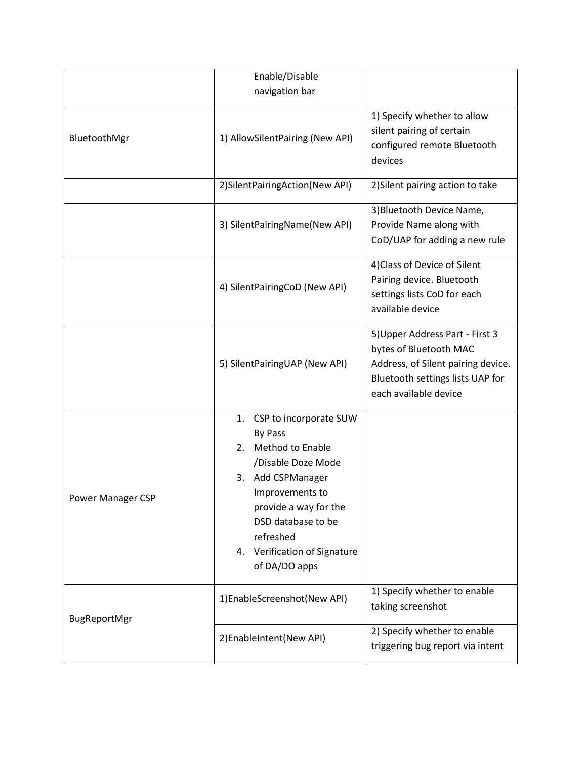| | | |
|---|---|---|
| | Enable/Disable navigation bar | |
| BluetoothMgr | 1) AllowSilentPairing (New API) | 1) Specify whether to allow silent pairing of certain configured remote Bluetooth devices |
| | 2)SilentPairingAction(New API) | 2)Silent pairing action to take |
| | 3) SilentPairingName(New API) | 3)Bluetooth Device Name, Provide Name along with CoD/UAP for adding a new rule |
| | 4) SilentPairingCoD (New API) | 4)Class of Device of Silent Pairing device. Bluetooth settings lists CoD for each available device |
| | 5) SilentPairingUAP (New API) | 5)Upper Address Part - First 3 bytes of Bluetooth MAC Address, of Silent pairing device. Bluetooth settings lists UAP for each available device |
| Power Manager CSP | 1. CSP to incorporate SUW By Pass<br>2. Method to Enable /Disable Doze Mode<br>3. Add CSPManager Improvements to provide a way for the DSD database to be refreshed<br>4. Verification of Signature of DA/DO apps | |
| BugReportMgr | 1)EnableScreenshot(New API) | 1) Specify whether to enable taking screenshot |
| | 2)EnableIntent(New API) | 2) Specify whether to enable triggering bug report via intent |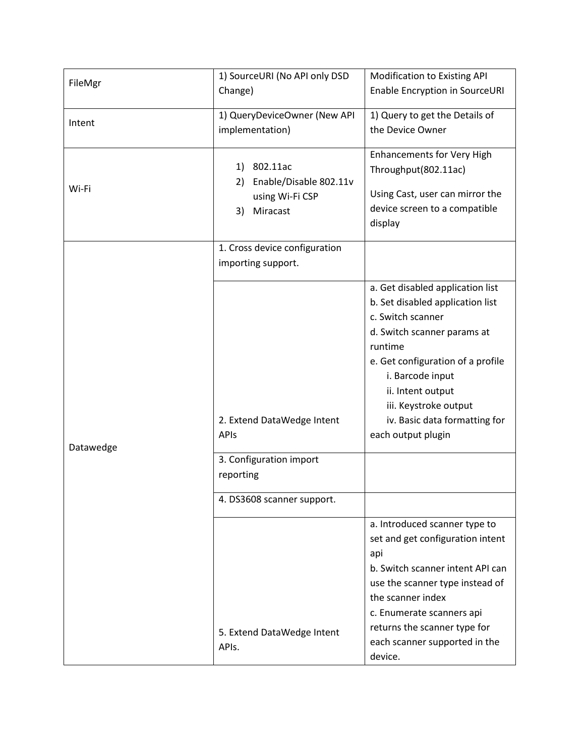| | | |
|---|---|---|
| FileMgr | 1) SourceURI (No API only DSD Change) | Modification to Existing API Enable Encryption in SourceURI |
| Intent | 1) QueryDeviceOwner (New API implementation) | 1) Query to get the Details of the Device Owner |
| Wi-Fi | 1) 802.11ac<br>2) Enable/Disable 802.11v using Wi-Fi CSP<br>3) Miracast | Enhancements for Very High Throughput(802.11ac)<br><br>Using Cast, user can mirror the device screen to a compatible display |
| Datawedge | 1. Cross device configuration importing support. | |
| | 2. Extend DataWedge Intent APIs | a. Get disabled application list<br>b. Set disabled application list<br>c. Switch scanner<br>d. Switch scanner params at runtime<br>e. Get configuration of a profile<br>i. Barcode input<br>ii. Intent output<br>iii. Keystroke output<br>iv. Basic data formatting for each output plugin |
| | 3. Configuration import reporting | |
| | 4. DS3608 scanner support. | |
| | 5. Extend DataWedge Intent APIs. | a. Introduced scanner type to set and get configuration intent api<br>b. Switch scanner intent API can use the scanner type instead of the scanner index<br>c. Enumerate scanners api returns the scanner type for each scanner supported in the device. |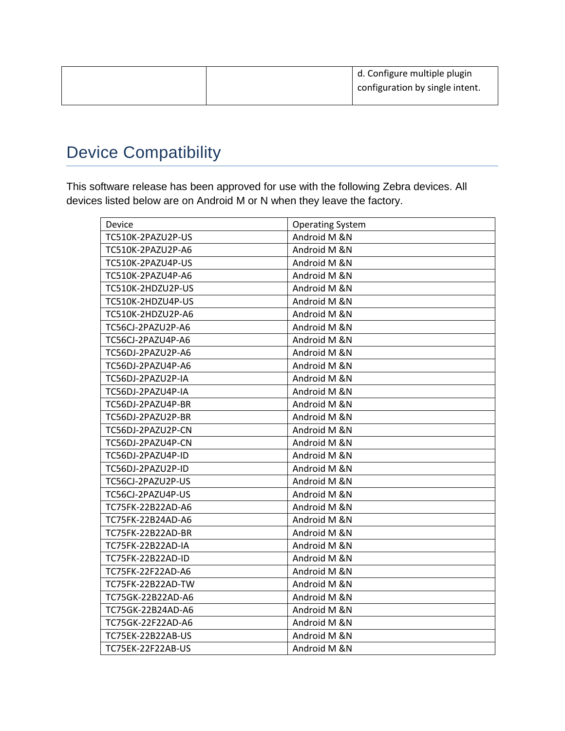| | | d. Configure multiple plugin configuration by single intent. |
|---|---|---|

## Device Compatibility

This software release has been approved for use with the following Zebra devices. All devices listed below are on Android M or N when they leave the factory.

| Device | Operating System |
|---|---|
| TC510K-2PAZU2P-US | Android M &N |
| TC510K-2PAZU2P-A6 | Android M &N |
| TC510K-2PAZU4P-US | Android M &N |
| TC510K-2PAZU4P-A6 | Android M &N |
| TC510K-2HDZU2P-US | Android M &N |
| TC510K-2HDZU4P-US | Android M &N |
| TC510K-2HDZU2P-A6 | Android M &N |
| TC56CJ-2PAZU2P-A6 | Android M &N |
| TC56CJ-2PAZU4P-A6 | Android M &N |
| TC56DJ-2PAZU2P-A6 | Android M &N |
| TC56DJ-2PAZU4P-A6 | Android M &N |
| TC56DJ-2PAZU2P-IA | Android M &N |
| TC56DJ-2PAZU4P-IA | Android M &N |
| TC56DJ-2PAZU4P-BR | Android M &N |
| TC56DJ-2PAZU2P-BR | Android M &N |
| TC56DJ-2PAZU2P-CN | Android M &N |
| TC56DJ-2PAZU4P-CN | Android M &N |
| TC56DJ-2PAZU4P-ID | Android M &N |
| TC56DJ-2PAZU2P-ID | Android M &N |
| TC56CJ-2PAZU2P-US | Android M &N |
| TC56CJ-2PAZU4P-US | Android M &N |
| TC75FK-22B22AD-A6 | Android M &N |
| TC75FK-22B24AD-A6 | Android M &N |
| TC75FK-22B22AD-BR | Android M &N |
| TC75FK-22B22AD-IA | Android M &N |
| TC75FK-22B22AD-ID | Android M &N |
| TC75FK-22F22AD-A6 | Android M &N |
| TC75FK-22B22AD-TW | Android M &N |
| TC75GK-22B22AD-A6 | Android M &N |
| TC75GK-22B24AD-A6 | Android M &N |
| TC75GK-22F22AD-A6 | Android M &N |
| TC75EK-22B22AB-US | Android M &N |
| TC75EK-22F22AB-US | Android M &N |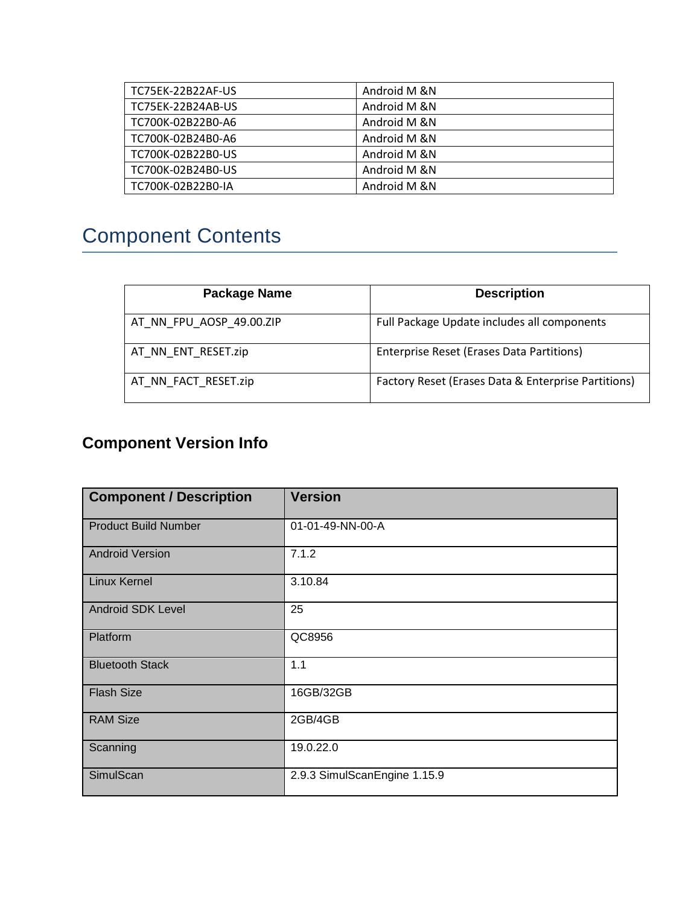| | |
|---|---|
| TC75EK-22B22AF-US | Android M &N |
| TC75EK-22B24AB-US | Android M &N |
| TC700K-02B22B0-A6 | Android M &N |
| TC700K-02B24B0-A6 | Android M &N |
| TC700K-02B22B0-US | Android M &N |
| TC700K-02B24B0-US | Android M &N |
| TC700K-02B22B0-IA | Android M &N |

# Component Contents

| Package Name | Description |
|---|---|
| AT_NN_FPU_AOSP_49.00.ZIP | Full Package Update includes all components |
| AT_NN_ENT_RESET.zip | Enterprise Reset (Erases Data Partitions) |
| AT_NN_FACT_RESET.zip | Factory Reset (Erases Data & Enterprise Partitions) |

### Component Version Info

| Component / Description | Version |
|---|---|
| Product Build Number | 01-01-49-NN-00-A |
| Android Version | 7.1.2 |
| Linux Kernel | 3.10.84 |
| Android SDK Level | 25 |
| Platform | QC8956 |
| Bluetooth Stack | 1.1 |
| Flash Size | 16GB/32GB |
| RAM Size | 2GB/4GB |
| Scanning | 19.0.22.0 |
| SimulScan | 2.9.3 SimulScanEngine 1.15.9 |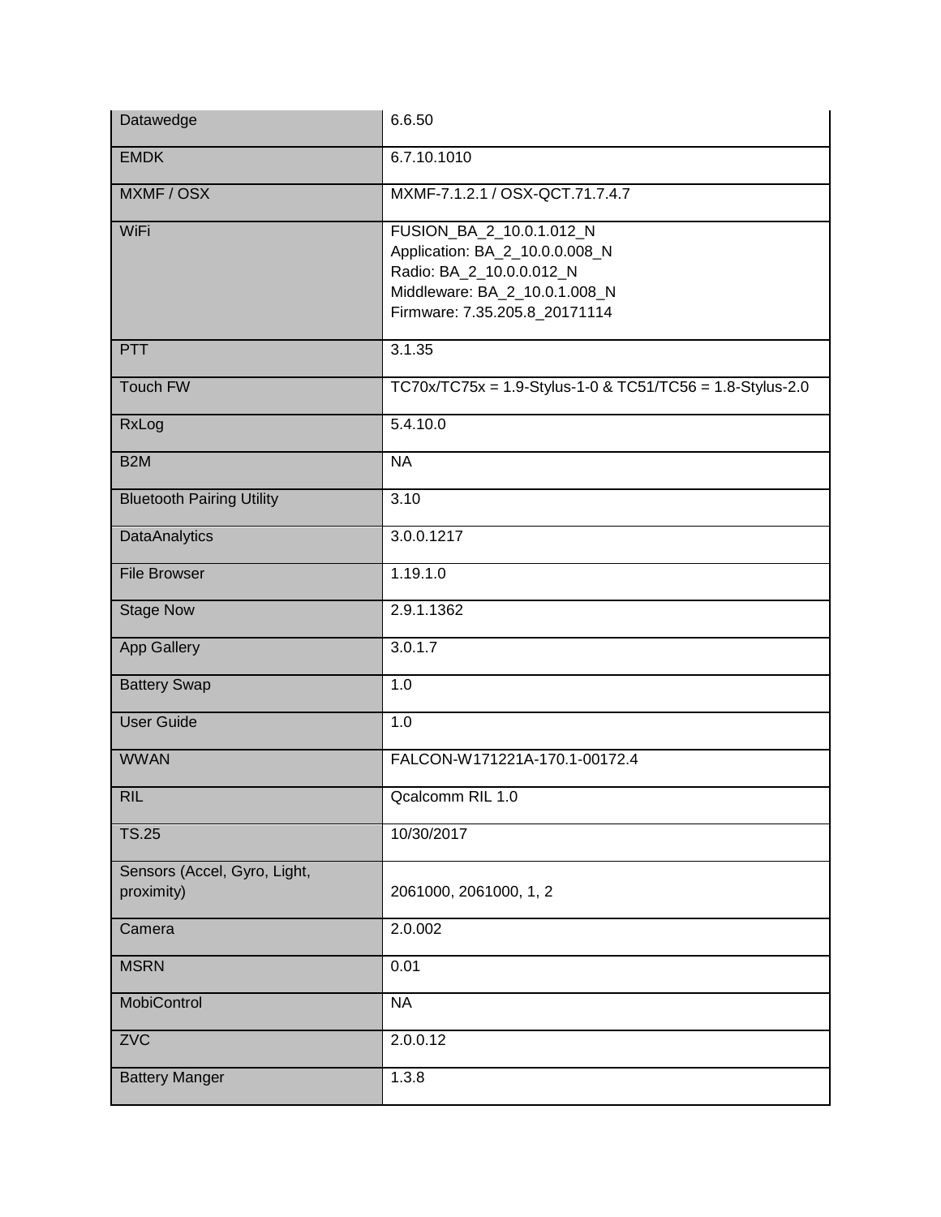| Datawedge | 6.6.50 |
|---|---|
| EMDK | 6.7.10.1010 |
| MXMF / OSX | MXMF-7.1.2.1 / OSX-QCT.71.7.4.7 |
| WiFi | FUSION_BA_2_10.0.1.012_N<br>Application: BA_2_10.0.0.008_N<br>Radio: BA_2_10.0.0.012_N<br>Middleware: BA_2_10.0.1.008_N<br>Firmware: 7.35.205.8_20171114 |
| PTT | 3.1.35 |
| Touch FW | TC70x/TC75x = 1.9-Stylus-1-0 & TC51/TC56 = 1.8-Stylus-2.0 |
| RxLog | 5.4.10.0 |
| B2M | NA |
| Bluetooth Pairing Utility | 3.10 |
| DataAnalytics | 3.0.0.1217 |
| File Browser | 1.19.1.0 |
| Stage Now | 2.9.1.1362 |
| App Gallery | 3.0.1.7 |
| Battery Swap | 1.0 |
| User Guide | 1.0 |
| WWAN | FALCON-W171221A-170.1-00172.4 |
| RIL | Qcalcomm RIL 1.0 |
| TS.25 | 10/30/2017 |
| Sensors (Accel, Gyro, Light, proximity) | 2061000, 2061000, 1, 2 |
| Camera | 2.0.002 |
| MSRN | 0.01 |
| MobiControl | NA |
| ZVC | 2.0.0.12 |
| Battery Manger | 1.3.8 |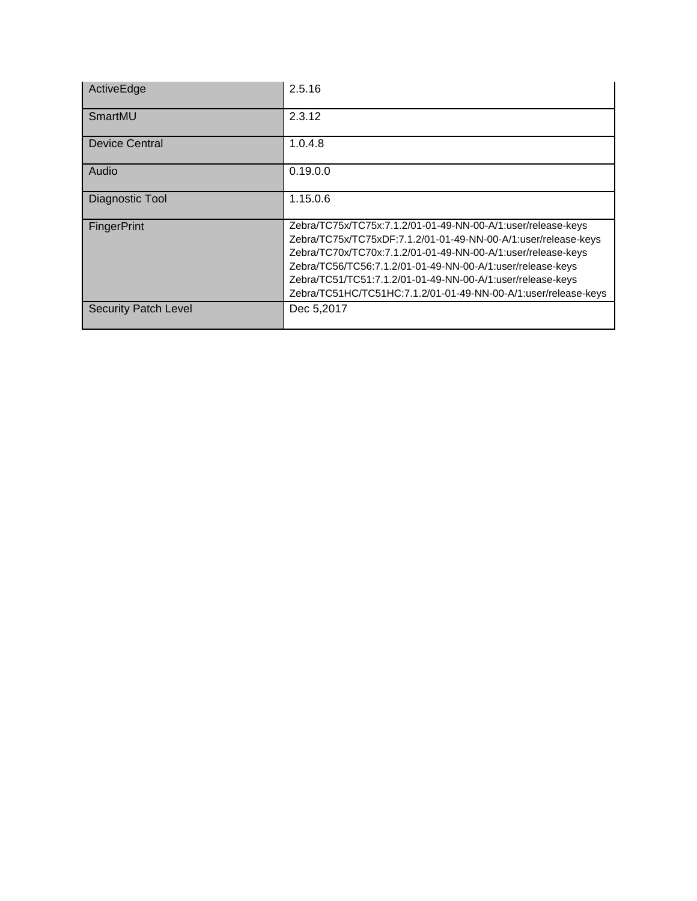| | |
|---|---|
| ActiveEdge | 2.5.16 |
| SmartMU | 2.3.12 |
| Device Central | 1.0.4.8 |
| Audio | 0.19.0.0 |
| Diagnostic Tool | 1.15.0.6 |
| FingerPrint | Zebra/TC75x/TC75x:7.1.2/01-01-49-NN-00-A/1:user/release-keys<br>Zebra/TC75x/TC75xDF:7.1.2/01-01-49-NN-00-A/1:user/release-keys<br>Zebra/TC70x/TC70x:7.1.2/01-01-49-NN-00-A/1:user/release-keys<br>Zebra/TC56/TC56:7.1.2/01-01-49-NN-00-A/1:user/release-keys<br>Zebra/TC51/TC51:7.1.2/01-01-49-NN-00-A/1:user/release-keys<br>Zebra/TC51HC/TC51HC:7.1.2/01-01-49-NN-00-A/1:user/release-keys |
| Security Patch Level | Dec 5,2017 |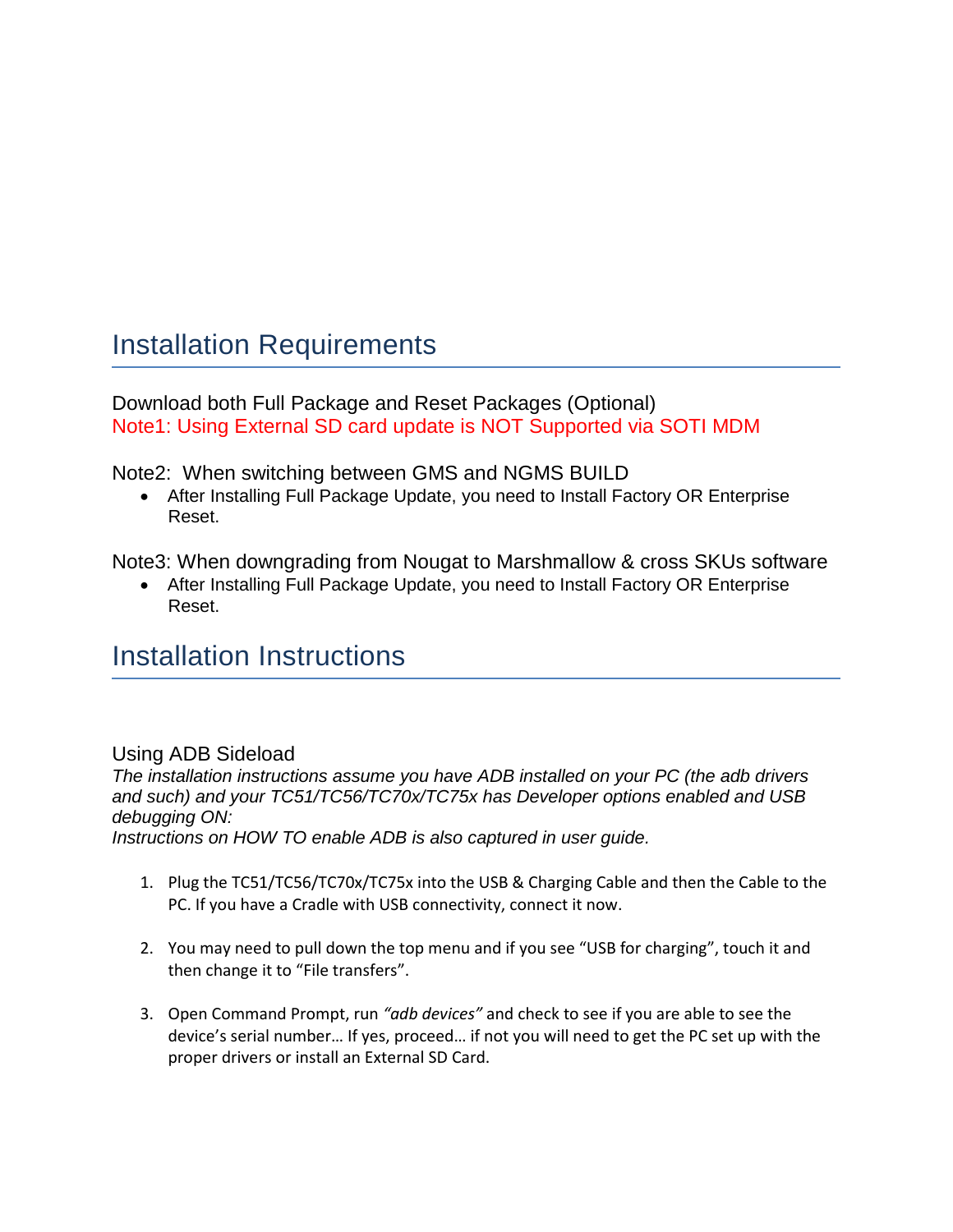## Installation Requirements

Download both Full Package and Reset Packages (Optional)
Note1: Using External SD card update is NOT Supported via SOTI MDM

Note2: When switching between GMS and NGMS BUILD

- After Installing Full Package Update, you need to Install Factory OR Enterprise Reset.

Note3: When downgrading from Nougat to Marshmallow & cross SKUs software

- After Installing Full Package Update, you need to Install Factory OR Enterprise Reset.

## Installation Instructions

### Using ADB Sideload

*The installation instructions assume you have ADB installed on your PC (the adb drivers and such) and your TC51/TC56/TC70x/TC75x has Developer options enabled and USB debugging ON:*
*Instructions on HOW TO enable ADB is also captured in user guide.*

1. Plug the TC51/TC56/TC70x/TC75x into the USB & Charging Cable and then the Cable to the PC. If you have a Cradle with USB connectivity, connect it now.

2. You may need to pull down the top menu and if you see “USB for charging”, touch it and then change it to “File transfers”.

3. Open Command Prompt, run *“adb devices”* and check to see if you are able to see the device’s serial number… If yes, proceed… if not you will need to get the PC set up with the proper drivers or install an External SD Card.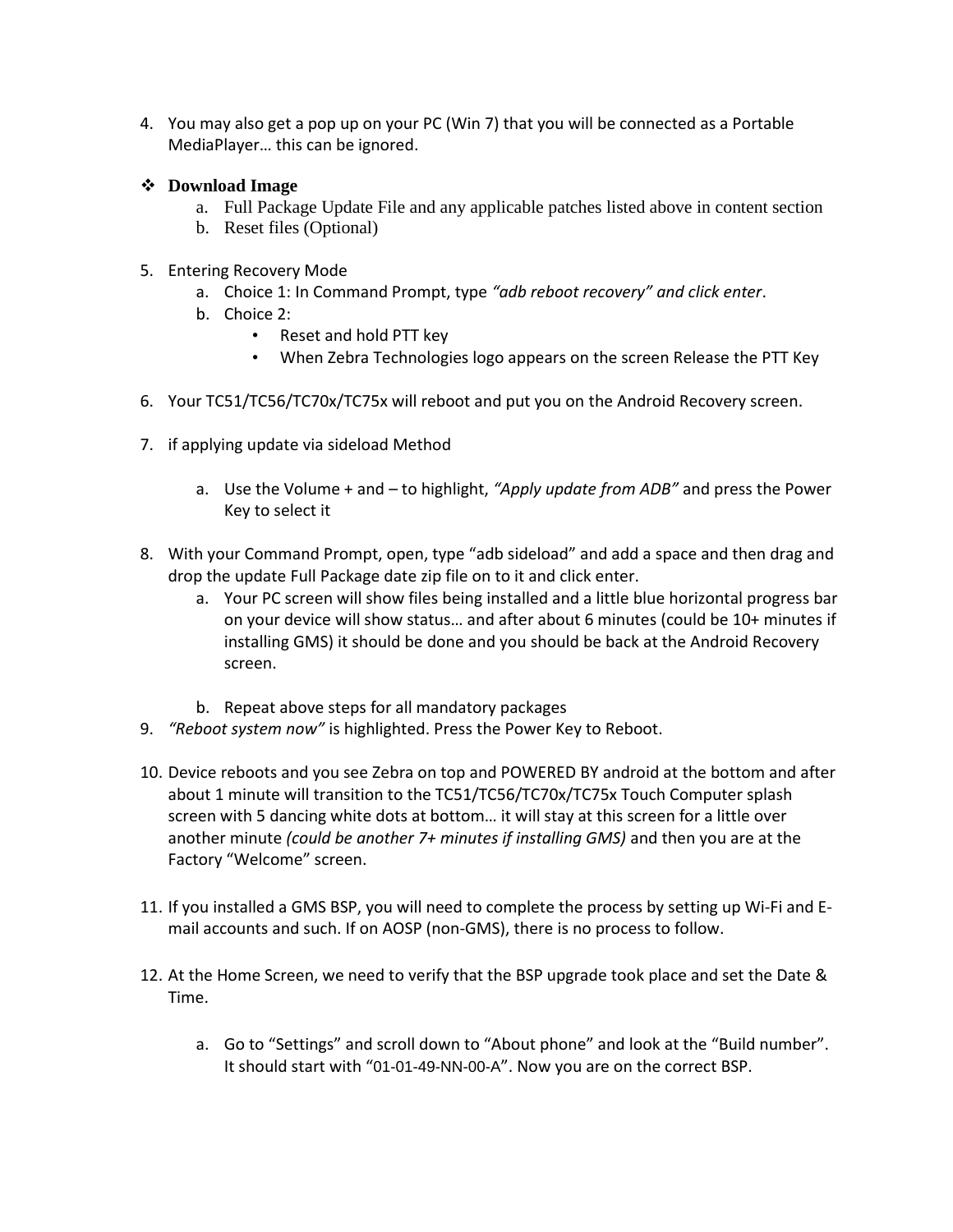4. You may also get a pop up on your PC (Win 7) that you will be connected as a Portable MediaPlayer… this can be ignored.

- **Download Image**
    a. Full Package Update File and any applicable patches listed above in content section
    b. Reset files (Optional)

5. Entering Recovery Mode
    a. Choice 1: In Command Prompt, type *"adb reboot recovery" and click enter*.
    b. Choice 2:
        - Reset and hold PTT key
        - When Zebra Technologies logo appears on the screen Release the PTT Key

6. Your TC51/TC56/TC70x/TC75x will reboot and put you on the Android Recovery screen.

7. if applying update via sideload Method

    a. Use the Volume + and – to highlight, *"Apply update from ADB"* and press the Power Key to select it

8. With your Command Prompt, open, type "adb sideload" and add a space and then drag and drop the update Full Package date zip file on to it and click enter.
    a. Your PC screen will show files being installed and a little blue horizontal progress bar on your device will show status… and after about 6 minutes (could be 10+ minutes if installing GMS) it should be done and you should be back at the Android Recovery screen.

    b. Repeat above steps for all mandatory packages

9. *"Reboot system now"* is highlighted. Press the Power Key to Reboot.

10. Device reboots and you see Zebra on top and POWERED BY android at the bottom and after about 1 minute will transition to the TC51/TC56/TC70x/TC75x Touch Computer splash screen with 5 dancing white dots at bottom… it will stay at this screen for a little over another minute *(could be another 7+ minutes if installing GMS)* and then you are at the Factory "Welcome" screen.

11. If you installed a GMS BSP, you will need to complete the process by setting up Wi-Fi and E-mail accounts and such. If on AOSP (non-GMS), there is no process to follow.

12. At the Home Screen, we need to verify that the BSP upgrade took place and set the Date & Time.

    a. Go to "Settings" and scroll down to "About phone" and look at the "Build number". It should start with "01-01-49-NN-00-A". Now you are on the correct BSP.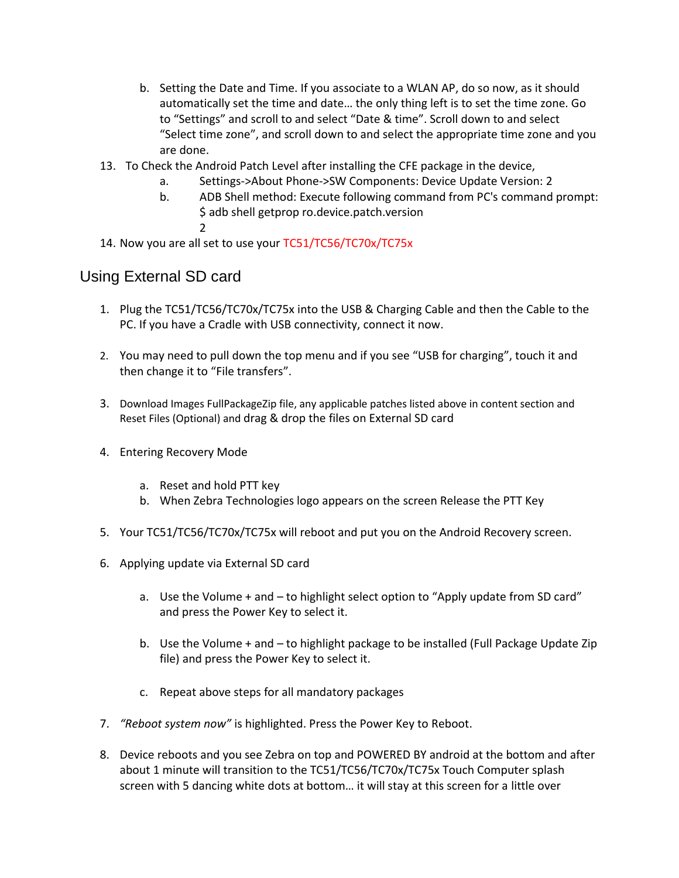b. Setting the Date and Time. If you associate to a WLAN AP, do so now, as it should automatically set the time and date… the only thing left is to set the time zone. Go to “Settings” and scroll to and select “Date & time”. Scroll down to and select “Select time zone”, and scroll down to and select the appropriate time zone and you are done.

13. To Check the Android Patch Level after installing the CFE package in the device,
    a. Settings->About Phone->SW Components: Device Update Version: 2
    b. ADB Shell method: Execute following command from PC's command prompt:
       $ adb shell getprop ro.device.patch.version
       2
14. Now you are all set to use your TC51/TC56/TC70x/TC75x

## Using External SD card

1. Plug the TC51/TC56/TC70x/TC75x into the USB & Charging Cable and then the Cable to the PC. If you have a Cradle with USB connectivity, connect it now.

2. You may need to pull down the top menu and if you see “USB for charging”, touch it and then change it to “File transfers”.

3. Download Images FullPackageZip file, any applicable patches listed above in content section and Reset Files (Optional) and drag & drop the files on External SD card

4. Entering Recovery Mode

   a. Reset and hold PTT key
   b. When Zebra Technologies logo appears on the screen Release the PTT Key

5. Your TC51/TC56/TC70x/TC75x will reboot and put you on the Android Recovery screen.

6. Applying update via External SD card

   a. Use the Volume + and – to highlight select option to “Apply update from SD card” and press the Power Key to select it.

   b. Use the Volume + and – to highlight package to be installed (Full Package Update Zip file) and press the Power Key to select it.

   c. Repeat above steps for all mandatory packages

7. *“Reboot system now”* is highlighted. Press the Power Key to Reboot.

8. Device reboots and you see Zebra on top and POWERED BY android at the bottom and after about 1 minute will transition to the TC51/TC56/TC70x/TC75x Touch Computer splash screen with 5 dancing white dots at bottom… it will stay at this screen for a little over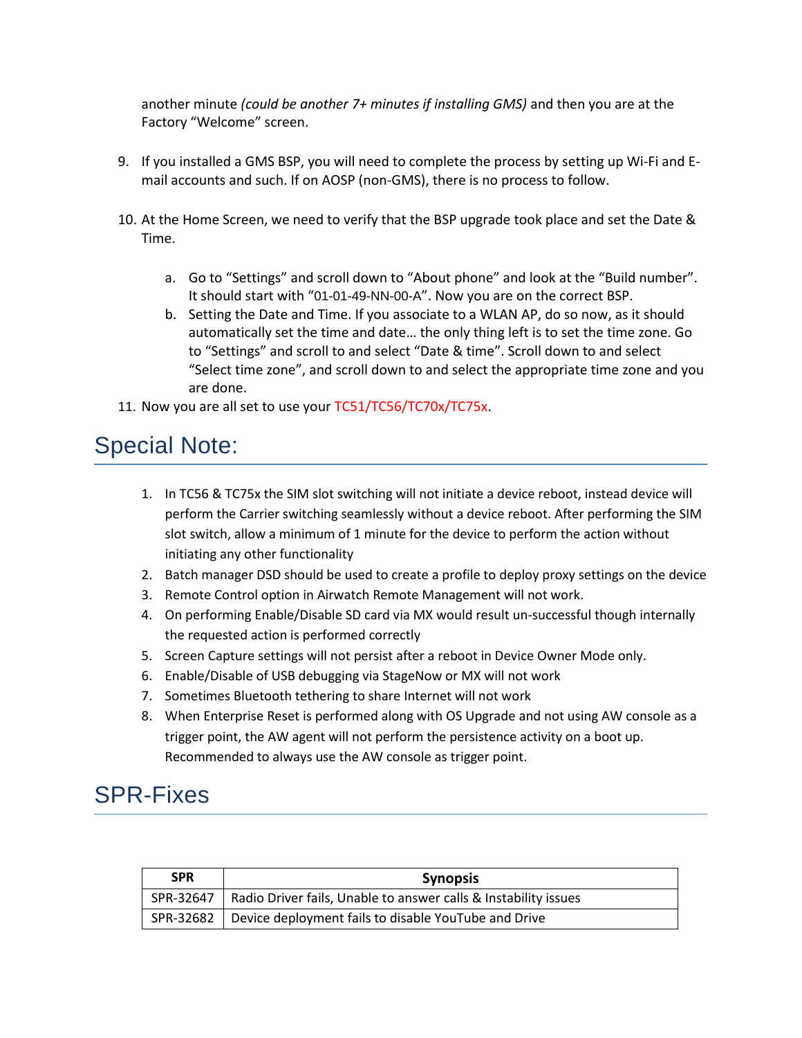another minute *(could be another 7+ minutes if installing GMS)* and then you are at the Factory "Welcome" screen.

9. If you installed a GMS BSP, you will need to complete the process by setting up Wi-Fi and E-mail accounts and such. If on AOSP (non-GMS), there is no process to follow.

10. At the Home Screen, we need to verify that the BSP upgrade took place and set the Date & Time.

    a. Go to "Settings" and scroll down to "About phone" and look at the "Build number". It should start with "01-01-49-NN-00-A". Now you are on the correct BSP.
    b. Setting the Date and Time. If you associate to a WLAN AP, do so now, as it should automatically set the time and date… the only thing left is to set the time zone. Go to "Settings" and scroll to and select "Date & time". Scroll down to and select "Select time zone", and scroll down to and select the appropriate time zone and you are done.

11. Now you are all set to use your TC51/TC56/TC70x/TC75x.

# Special Note:

1. In TC56 & TC75x the SIM slot switching will not initiate a device reboot, instead device will perform the Carrier switching seamlessly without a device reboot. After performing the SIM slot switch, allow a minimum of 1 minute for the device to perform the action without initiating any other functionality
2. Batch manager DSD should be used to create a profile to deploy proxy settings on the device
3. Remote Control option in Airwatch Remote Management will not work.
4. On performing Enable/Disable SD card via MX would result un-successful though internally the requested action is performed correctly
5. Screen Capture settings will not persist after a reboot in Device Owner Mode only.
6. Enable/Disable of USB debugging via StageNow or MX will not work
7. Sometimes Bluetooth tethering to share Internet will not work
8. When Enterprise Reset is performed along with OS Upgrade and not using AW console as a trigger point, the AW agent will not perform the persistence activity on a boot up. Recommended to always use the AW console as trigger point.

# SPR-Fixes

| SPR | Synopsis |
|---|---|
| SPR-32647 | Radio Driver fails, Unable to answer calls & Instability issues |
| SPR-32682 | Device deployment fails to disable YouTube and Drive |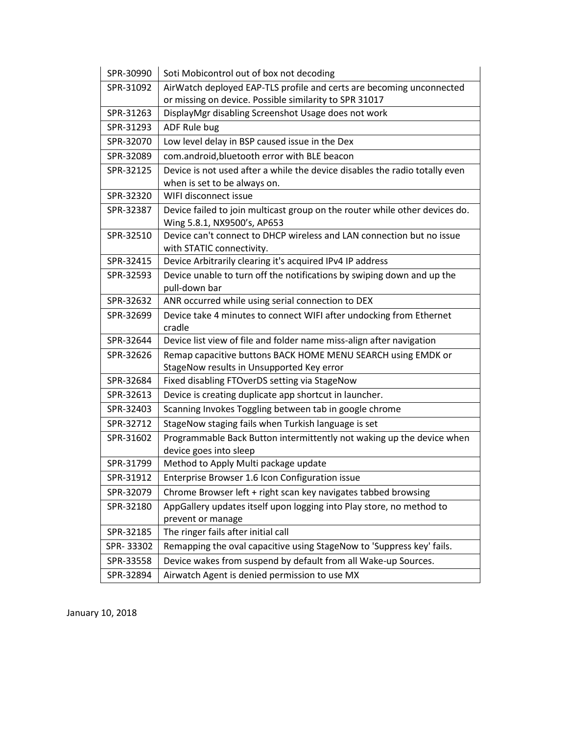| | |
|---|---|
| SPR-30990 | Soti Mobicontrol out of box not decoding |
| SPR-31092 | AirWatch deployed EAP-TLS profile and certs are becoming unconnected or missing on device. Possible similarity to SPR 31017 |
| SPR-31263 | DisplayMgr disabling Screenshot Usage does not work |
| SPR-31293 | ADF Rule bug |
| SPR-32070 | Low level delay in BSP caused issue in the Dex |
| SPR-32089 | com.android,bluetooth error with BLE beacon |
| SPR-32125 | Device is not used after a while the device disables the radio totally even when is set to be always on. |
| SPR-32320 | WIFI disconnect issue |
| SPR-32387 | Device failed to join multicast group on the router while other devices do. Wing 5.8.1, NX9500's, AP653 |
| SPR-32510 | Device can't connect to DHCP wireless and LAN connection but no issue with STATIC connectivity. |
| SPR-32415 | Device Arbitrarily clearing it's acquired IPv4 IP address |
| SPR-32593 | Device unable to turn off the notifications by swiping down and up the pull-down bar |
| SPR-32632 | ANR occurred while using serial connection to DEX |
| SPR-32699 | Device take 4 minutes to connect WIFI after undocking from Ethernet cradle |
| SPR-32644 | Device list view of file and folder name miss-align after navigation |
| SPR-32626 | Remap capacitive buttons BACK HOME MENU SEARCH using EMDK or StageNow results in Unsupported Key error |
| SPR-32684 | Fixed disabling FTOverDS setting via StageNow |
| SPR-32613 | Device is creating duplicate app shortcut in launcher. |
| SPR-32403 | Scanning Invokes Toggling between tab in google chrome |
| SPR-32712 | StageNow staging fails when Turkish language is set |
| SPR-31602 | Programmable Back Button intermittently not waking up the device when device goes into sleep |
| SPR-31799 | Method to Apply Multi package update |
| SPR-31912 | Enterprise Browser 1.6 Icon Configuration issue |
| SPR-32079 | Chrome Browser left + right scan key navigates tabbed browsing |
| SPR-32180 | AppGallery updates itself upon logging into Play store, no method to prevent or manage |
| SPR-32185 | The ringer fails after initial call |
| SPR- 33302 | Remapping the oval capacitive using StageNow to 'Suppress key' fails. |
| SPR-33558 | Device wakes from suspend by default from all Wake-up Sources. |
| SPR-32894 | Airwatch Agent is denied permission to use MX |

January 10, 2018